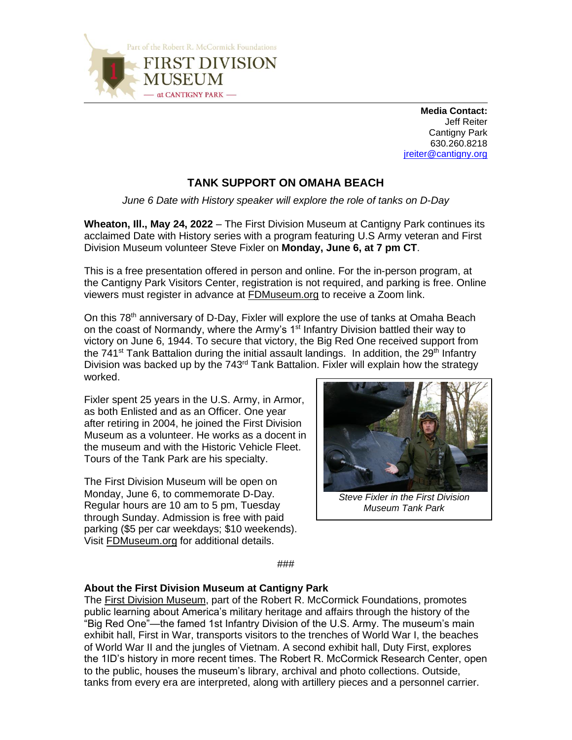Part of the Robert R. McCormick Foundations

FIRST DIVISION MUSEUM

— at CANTIGNY PARK —

**Media Contact:**
Jeff Reiter
Cantigny Park
630.260.8218
jreiter@cantigny.org

# TANK SUPPORT ON OMAHA BEACH

*June 6 Date with History speaker will explore the role of tanks on D-Day*

**Wheaton, Ill., May 24, 2022** – The First Division Museum at Cantigny Park continues its acclaimed Date with History series with a program featuring U.S Army veteran and First Division Museum volunteer Steve Fixler on **Monday, June 6, at 7 pm CT**.

This is a free presentation offered in person and online. For the in-person program, at the Cantigny Park Visitors Center, registration is not required, and parking is free. Online viewers must register in advance at FDMuseum.org to receive a Zoom link.

On this 78th anniversary of D-Day, Fixler will explore the use of tanks at Omaha Beach on the coast of Normandy, where the Army's 1st Infantry Division battled their way to victory on June 6, 1944. To secure that victory, the Big Red One received support from the 741st Tank Battalion during the initial assault landings. In addition, the 29th Infantry Division was backed up by the 743rd Tank Battalion. Fixler will explain how the strategy worked.

Fixler spent 25 years in the U.S. Army, in Armor, as both Enlisted and as an Officer. One year after retiring in 2004, he joined the First Division Museum as a volunteer. He works as a docent in the museum and with the Historic Vehicle Fleet. Tours of the Tank Park are his specialty.

*Steve Fixler in the First Division Museum Tank Park*

The First Division Museum will be open on Monday, June 6, to commemorate D-Day. Regular hours are 10 am to 5 pm, Tuesday through Sunday. Admission is free with paid parking ($5 per car weekdays; $10 weekends). Visit FDMuseum.org for additional details.

###

**About the First Division Museum at Cantigny Park**
The First Division Museum, part of the Robert R. McCormick Foundations, promotes public learning about America's military heritage and affairs through the history of the "Big Red One"—the famed 1st Infantry Division of the U.S. Army. The museum's main exhibit hall, First in War, transports visitors to the trenches of World War I, the beaches of World War II and the jungles of Vietnam. A second exhibit hall, Duty First, explores the 1ID's history in more recent times. The Robert R. McCormick Research Center, open to the public, houses the museum's library, archival and photo collections. Outside, tanks from every era are interpreted, along with artillery pieces and a personnel carrier.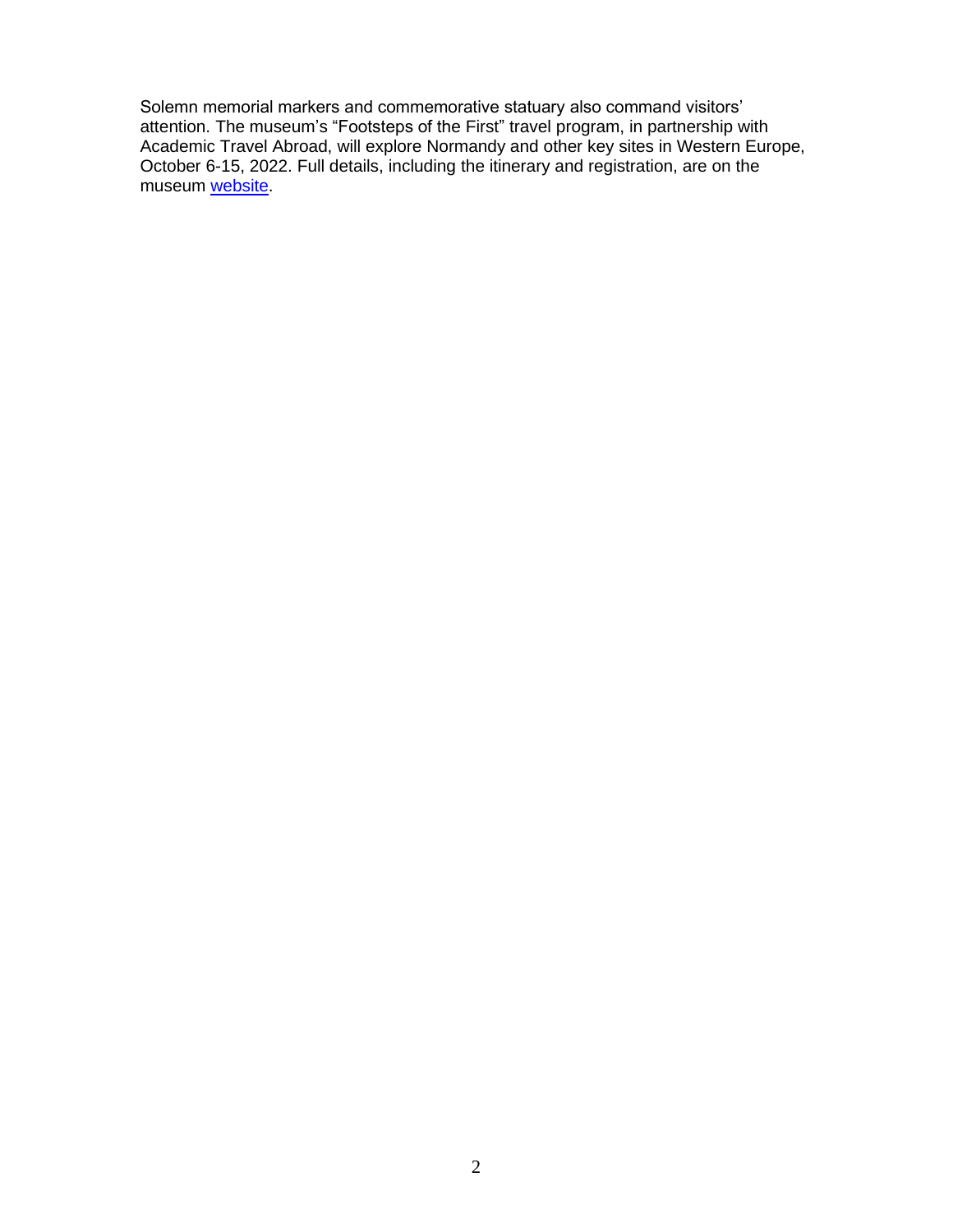Solemn memorial markers and commemorative statuary also command visitors' attention. The museum's "Footsteps of the First" travel program, in partnership with Academic Travel Abroad, will explore Normandy and other key sites in Western Europe, October 6-15, 2022. Full details, including the itinerary and registration, are on the museum website.